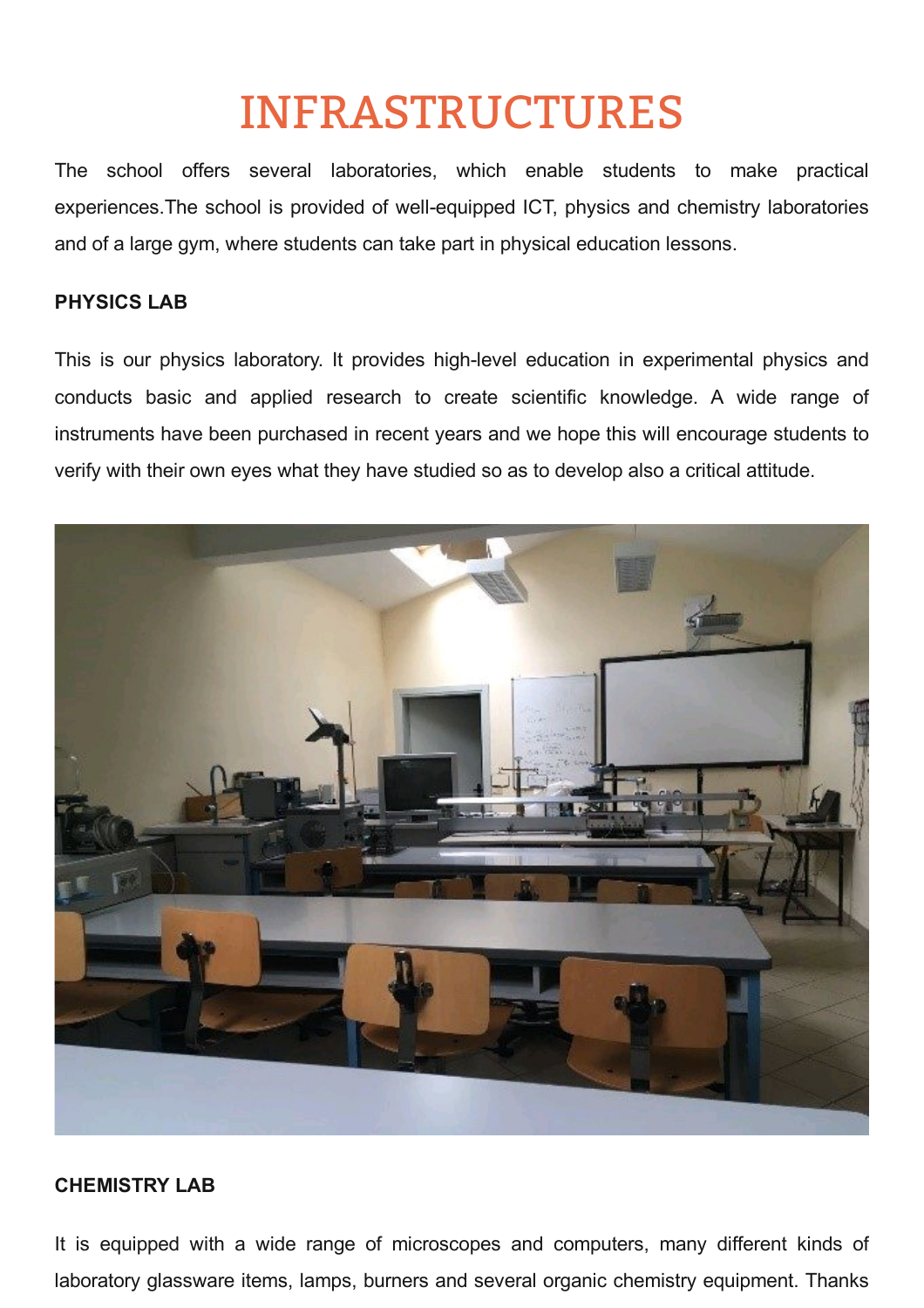# INFRASTRUCTURES

The school offers several laboratories, which enable students to make practical experiences.The school is provided of well-equipped ICT, physics and chemistry laboratories and of a large gym, where students can take part in physical education lessons.

**PHYSICS LAB**

This is our physics laboratory. It provides high-level education in experimental physics and conducts basic and applied research to create scientific knowledge. A wide range of instruments have been purchased in recent years and we hope this will encourage students to verify with their own eyes what they have studied so as to develop also a critical attitude.

**CHEMISTRY LAB**

It is equipped with a wide range of microscopes and computers, many different kinds of laboratory glassware items, lamps, burners and several organic chemistry equipment. Thanks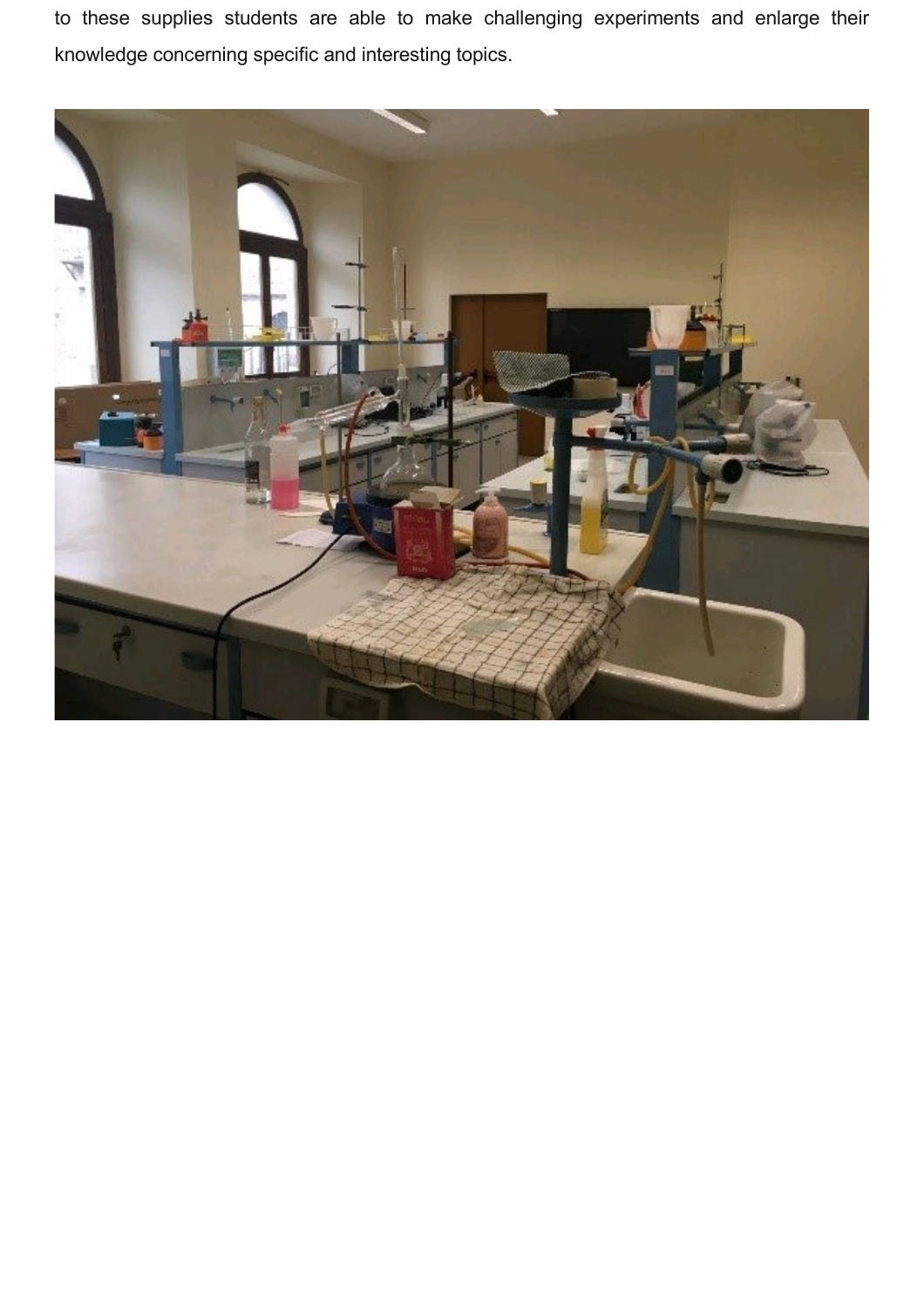to these supplies students are able to make challenging experiments and enlarge their knowledge concerning specific and interesting topics.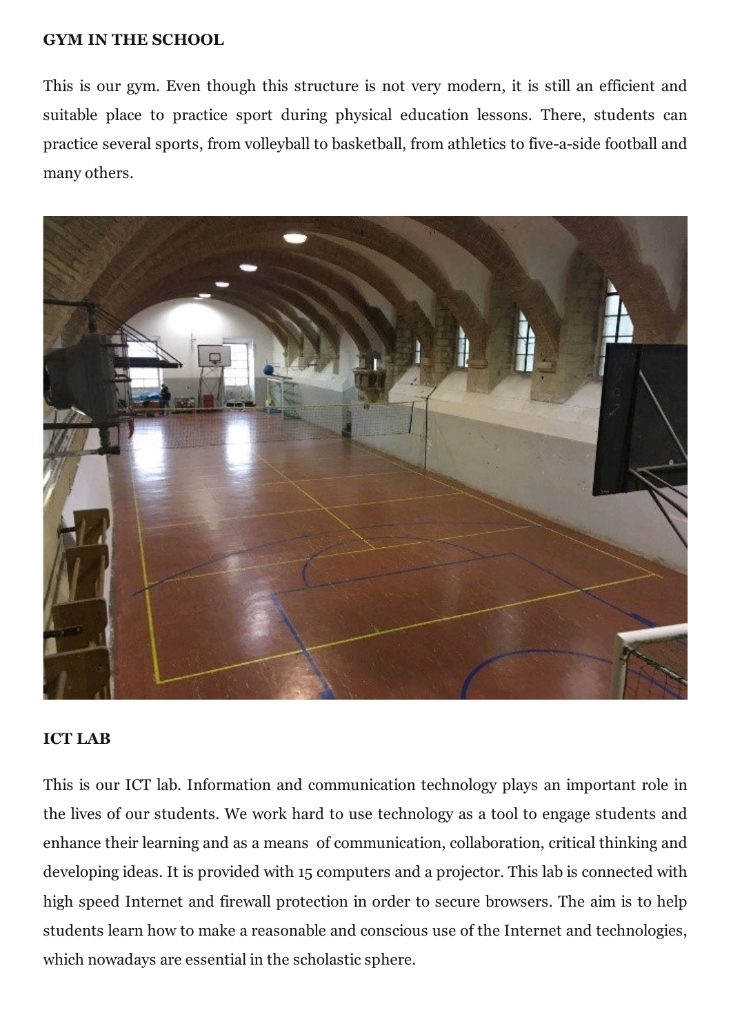**GYM IN THE SCHOOL**

This is our gym. Even though this structure is not very modern, it is still an efficient and suitable place to practice sport during physical education lessons. There, students can practice several sports, from volleyball to basketball, from athletics to five-a-side football and many others.

**ICT LAB**

This is our ICT lab. Information and communication technology plays an important role in the lives of our students. We work hard to use technology as a tool to engage students and enhance their learning and as a means of communication, collaboration, critical thinking and developing ideas. It is provided with 15 computers and a projector. This lab is connected with high speed Internet and firewall protection in order to secure browsers. The aim is to help students learn how to make a reasonable and conscious use of the Internet and technologies, which nowadays are essential in the scholastic sphere.